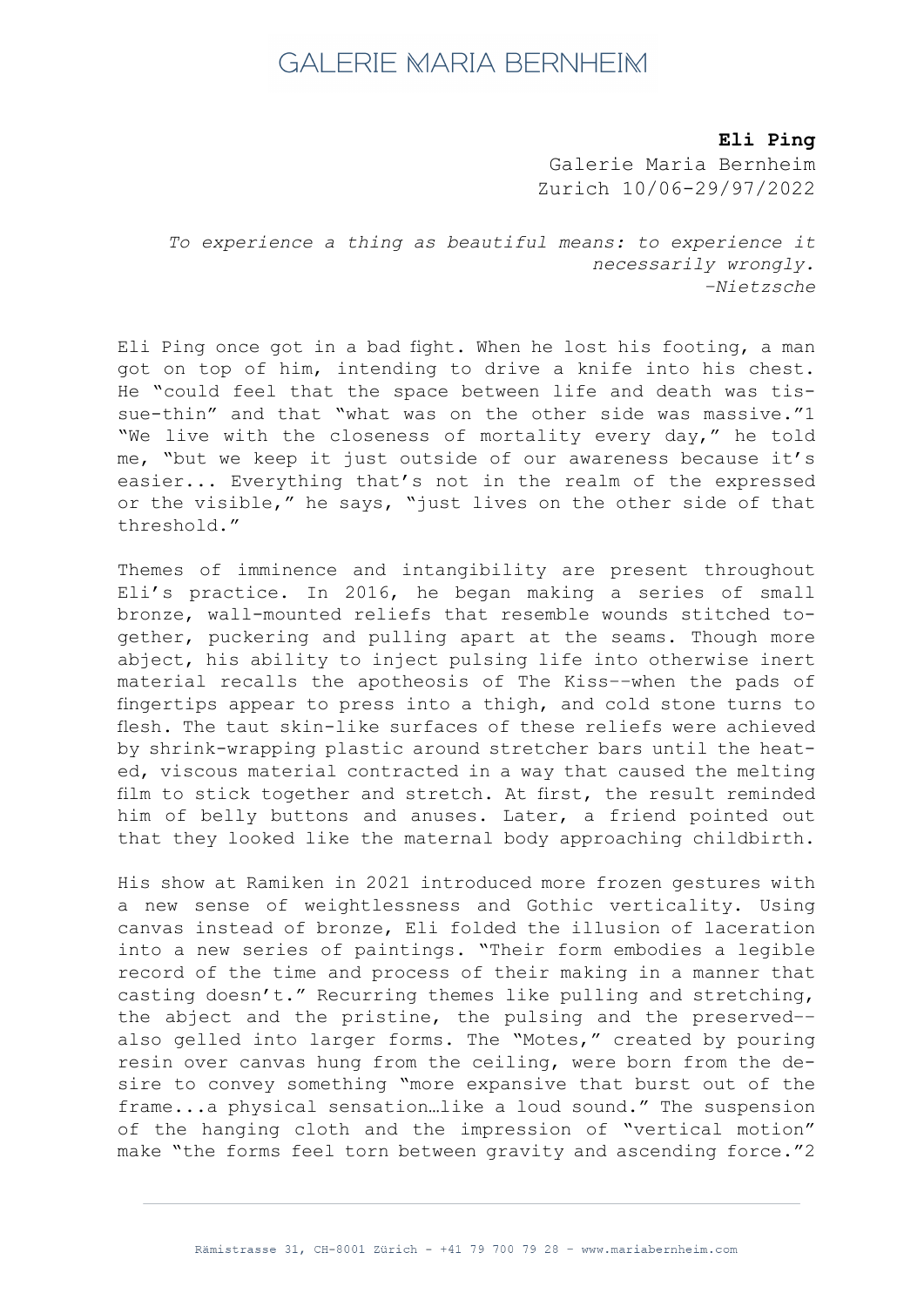# GALERIE MARIA BERNHEIM

**Eli Ping**
Galerie Maria Bernheim
Zurich 10/06-29/97/2022

*To experience a thing as beautiful means: to experience it necessarily wrongly.*
*–Nietzsche*

Eli Ping once got in a bad fight. When he lost his footing, a man got on top of him, intending to drive a knife into his chest. He "could feel that the space between life and death was tissue-thin" and that "what was on the other side was massive."[1] "We live with the closeness of mortality every day," he told me, "but we keep it just outside of our awareness because it's easier... Everything that's not in the realm of the expressed or the visible," he says, "just lives on the other side of that threshold."

Themes of imminence and intangibility are present throughout Eli's practice. In 2016, he began making a series of small bronze, wall-mounted reliefs that resemble wounds stitched together, puckering and pulling apart at the seams. Though more abject, his ability to inject pulsing life into otherwise inert material recalls the apotheosis of The Kiss––when the pads of fingertips appear to press into a thigh, and cold stone turns to flesh. The taut skin-like surfaces of these reliefs were achieved by shrink-wrapping plastic around stretcher bars until the heated, viscous material contracted in a way that caused the melting film to stick together and stretch. At first, the result reminded him of belly buttons and anuses. Later, a friend pointed out that they looked like the maternal body approaching childbirth.

His show at Ramiken in 2021 introduced more frozen gestures with a new sense of weightlessness and Gothic verticality. Using canvas instead of bronze, Eli folded the illusion of laceration into a new series of paintings. "Their form embodies a legible record of the time and process of their making in a manner that casting doesn't." Recurring themes like pulling and stretching, the abject and the pristine, the pulsing and the preserved–– also gelled into larger forms. The "Motes," created by pouring resin over canvas hung from the ceiling, were born from the desire to convey something "more expansive that burst out of the frame...a physical sensation…like a loud sound." The suspension of the hanging cloth and the impression of "vertical motion" make "the forms feel torn between gravity and ascending force."[2]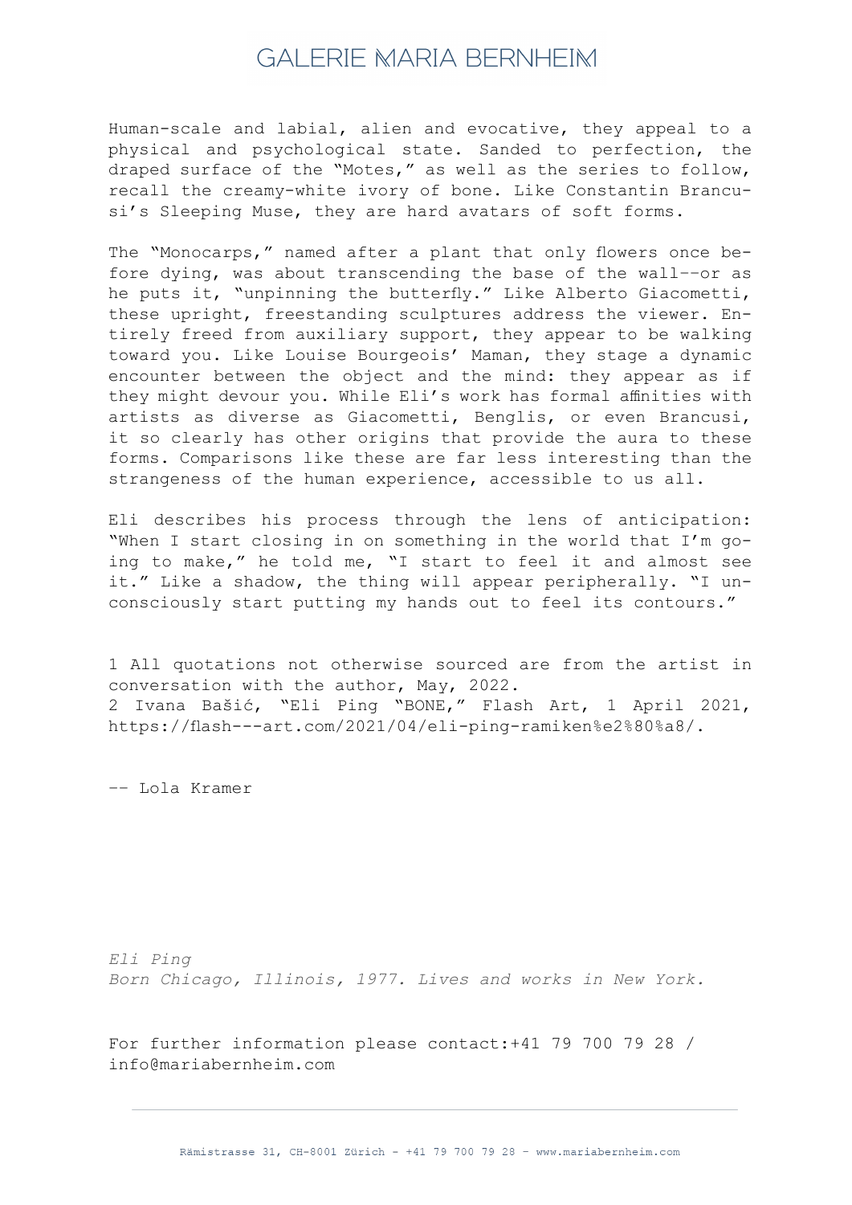Human-scale and labial, alien and evocative, they appeal to a physical and psychological state. Sanded to perfection, the draped surface of the "Motes," as well as the series to follow, recall the creamy-white ivory of bone. Like Constantin Brancusi's Sleeping Muse, they are hard avatars of soft forms.

The "Monocarps," named after a plant that only flowers once before dying, was about transcending the base of the wall--or as he puts it, "unpinning the butterfly." Like Alberto Giacometti, these upright, freestanding sculptures address the viewer. Entirely freed from auxiliary support, they appear to be walking toward you. Like Louise Bourgeois' Maman, they stage a dynamic encounter between the object and the mind: they appear as if they might devour you. While Eli's work has formal affinities with artists as diverse as Giacometti, Benglis, or even Brancusi, it so clearly has other origins that provide the aura to these forms. Comparisons like these are far less interesting than the strangeness of the human experience, accessible to us all.

Eli describes his process through the lens of anticipation: "When I start closing in on something in the world that I'm going to make," he told me, "I start to feel it and almost see it." Like a shadow, the thing will appear peripherally. "I unconsciously start putting my hands out to feel its contours."

1 All quotations not otherwise sourced are from the artist in conversation with the author, May, 2022.
2 Ivana Bašić, "Eli Ping "BONE," Flash Art, 1 April 2021, https://flash---art.com/2021/04/eli-ping-ramiken%e2%80%a8/.

-- Lola Kramer

*Eli Ping*
*Born Chicago, Illinois, 1977. Lives and works in New York.*

For further information please contact:+41 79 700 79 28 / info@mariabernheim.com